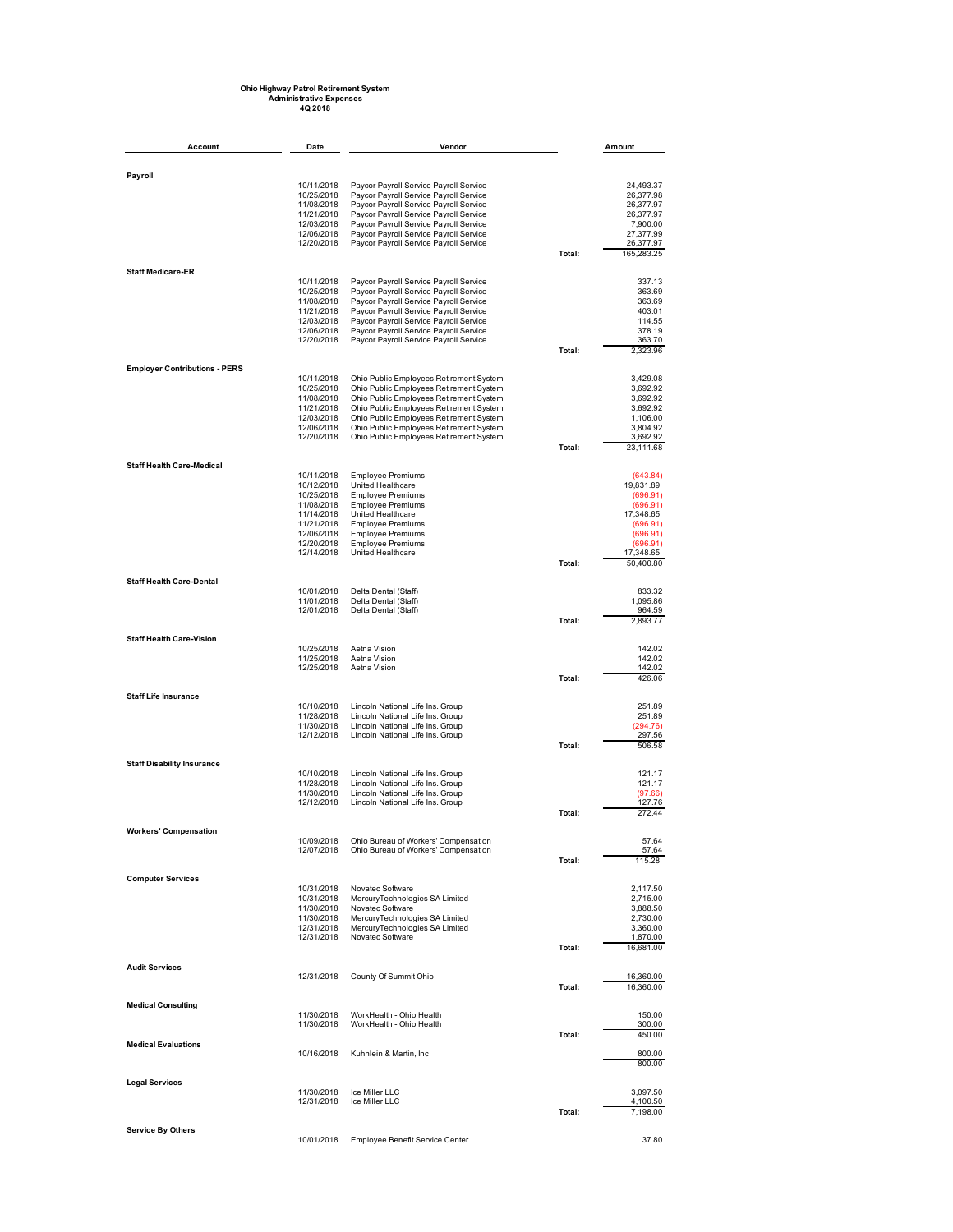**Ohio Highway Patrol Retirement System**
**Administrative Expenses**
**4Q 2018**

| Account | Date | Vendor | | Amount |
|---|---|---|---|---|
| **Payroll** | | | | |
| | 10/11/2018 | Paycor Payroll Service Payroll Service | | 24,493.37 |
| | 10/25/2018 | Paycor Payroll Service Payroll Service | | 26,377.98 |
| | 11/08/2018 | Paycor Payroll Service Payroll Service | | 26,377.97 |
| | 11/21/2018 | Paycor Payroll Service Payroll Service | | 26,377.97 |
| | 12/03/2018 | Paycor Payroll Service Payroll Service | | 7,900.00 |
| | 12/06/2018 | Paycor Payroll Service Payroll Service | | 27,377.99 |
| | 12/20/2018 | Paycor Payroll Service Payroll Service | | 26,377.97 |
| | | | **Total:** | 165,283.25 |
| **Staff Medicare-ER** | | | | |
| | 10/11/2018 | Paycor Payroll Service Payroll Service | | 337.13 |
| | 10/25/2018 | Paycor Payroll Service Payroll Service | | 363.69 |
| | 11/08/2018 | Paycor Payroll Service Payroll Service | | 363.69 |
| | 11/21/2018 | Paycor Payroll Service Payroll Service | | 403.01 |
| | 12/03/2018 | Paycor Payroll Service Payroll Service | | 114.55 |
| | 12/06/2018 | Paycor Payroll Service Payroll Service | | 378.19 |
| | 12/20/2018 | Paycor Payroll Service Payroll Service | | 363.70 |
| | | | **Total:** | 2,323.96 |
| **Employer Contributions - PERS** | | | | |
| | 10/11/2018 | Ohio Public Employees Retirement System | | 3,429.08 |
| | 10/25/2018 | Ohio Public Employees Retirement System | | 3,692.92 |
| | 11/08/2018 | Ohio Public Employees Retirement System | | 3,692.92 |
| | 11/21/2018 | Ohio Public Employees Retirement System | | 3,692.92 |
| | 12/03/2018 | Ohio Public Employees Retirement System | | 1,106.00 |
| | 12/06/2018 | Ohio Public Employees Retirement System | | 3,804.92 |
| | 12/20/2018 | Ohio Public Employees Retirement System | | 3,692.92 |
| | | | **Total:** | 23,111.68 |
| **Staff Health Care-Medical** | | | | |
| | 10/11/2018 | Employee Premiums | | (643.84) |
| | 10/12/2018 | United Healthcare | | 19,831.89 |
| | 10/25/2018 | Employee Premiums | | (696.91) |
| | 11/08/2018 | Employee Premiums | | (696.91) |
| | 11/14/2018 | United Healthcare | | 17,348.65 |
| | 11/21/2018 | Employee Premiums | | (696.91) |
| | 12/06/2018 | Employee Premiums | | (696.91) |
| | 12/20/2018 | Employee Premiums | | (696.91) |
| | 12/14/2018 | United Healthcare | | 17,348.65 |
| | | | **Total:** | 50,400.80 |
| **Staff Health Care-Dental** | | | | |
| | 10/01/2018 | Delta Dental (Staff) | | 833.32 |
| | 11/01/2018 | Delta Dental (Staff) | | 1,095.86 |
| | 12/01/2018 | Delta Dental (Staff) | | 964.59 |
| | | | **Total:** | 2,893.77 |
| **Staff Health Care-Vision** | | | | |
| | 10/25/2018 | Aetna Vision | | 142.02 |
| | 11/25/2018 | Aetna Vision | | 142.02 |
| | 12/25/2018 | Aetna Vision | | 142.02 |
| | | | **Total:** | 426.06 |
| **Staff Life Insurance** | | | | |
| | 10/10/2018 | Lincoln National Life Ins. Group | | 251.89 |
| | 11/28/2018 | Lincoln National Life Ins. Group | | 251.89 |
| | 11/30/2018 | Lincoln National Life Ins. Group | | (294.76) |
| | 12/12/2018 | Lincoln National Life Ins. Group | | 297.56 |
| | | | **Total:** | 506.58 |
| **Staff Disability Insurance** | | | | |
| | 10/10/2018 | Lincoln National Life Ins. Group | | 121.17 |
| | 11/28/2018 | Lincoln National Life Ins. Group | | 121.17 |
| | 11/30/2018 | Lincoln National Life Ins. Group | | (97.66) |
| | 12/12/2018 | Lincoln National Life Ins. Group | | 127.76 |
| | | | **Total:** | 272.44 |
| **Workers' Compensation** | | | | |
| | 10/09/2018 | Ohio Bureau of Workers' Compensation | | 57.64 |
| | 12/07/2018 | Ohio Bureau of Workers' Compensation | | 57.64 |
| | | | **Total:** | 115.28 |
| **Computer Services** | | | | |
| | 10/31/2018 | Novatec Software | | 2,117.50 |
| | 10/31/2018 | MercuryTechnologies SA Limited | | 2,715.00 |
| | 11/30/2018 | Novatec Software | | 3,888.50 |
| | 11/30/2018 | MercuryTechnologies SA Limited | | 2,730.00 |
| | 12/31/2018 | MercuryTechnologies SA Limited | | 3,360.00 |
| | 12/31/2018 | Novatec Software | | 1,870.00 |
| | | | **Total:** | 16,681.00 |
| **Audit Services** | | | | |
| | 12/31/2018 | County Of Summit Ohio | | 16,360.00 |
| | | | **Total:** | 16,360.00 |
| **Medical Consulting** | | | | |
| | 11/30/2018 | WorkHealth - Ohio Health | | 150.00 |
| | 11/30/2018 | WorkHealth - Ohio Health | | 300.00 |
| | | | **Total:** | 450.00 |
| **Medical Evaluations** | | | | |
| | 10/16/2018 | Kuhnlein & Martin, Inc | | 800.00 |
| | | | | 800.00 |
| **Legal Services** | | | | |
| | 11/30/2018 | Ice Miller LLC | | 3,097.50 |
| | 12/31/2018 | Ice Miller LLC | | 4,100.50 |
| | | | **Total:** | 7,198.00 |
| **Service By Others** | | | | |
| | 10/01/2018 | Employee Benefit Service Center | | 37.80 |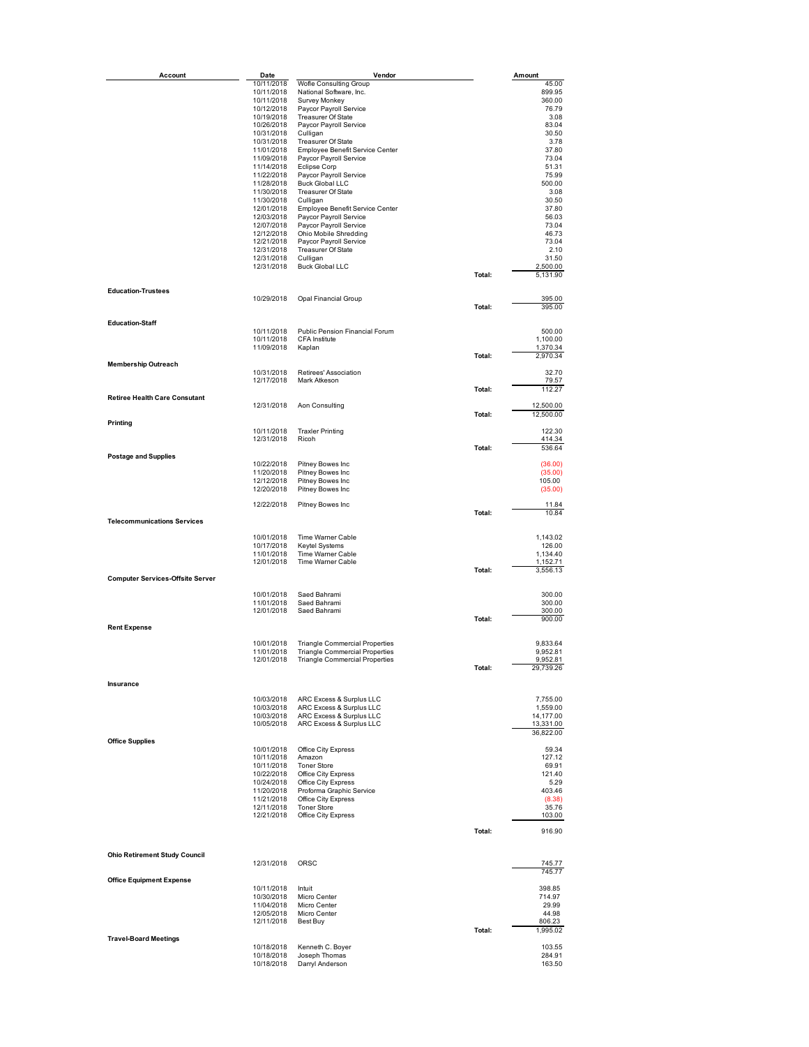| Account | Date | Vendor | | Amount |
|---|---|---|---|---|
| | 10/11/2018 | Wofle Consulting Group | | 45.00 |
| | 10/11/2018 | National Software, Inc. | | 899.95 |
| | 10/11/2018 | Survey Monkey | | 360.00 |
| | 10/12/2018 | Paycor Payroll Service | | 76.79 |
| | 10/19/2018 | Treasurer Of State | | 3.08 |
| | 10/26/2018 | Paycor Payroll Service | | 83.04 |
| | 10/31/2018 | Culligan | | 30.50 |
| | 10/31/2018 | Treasurer Of State | | 3.78 |
| | 11/01/2018 | Employee Benefit Service Center | | 37.80 |
| | 11/09/2018 | Paycor Payroll Service | | 73.04 |
| | 11/14/2018 | Eclipse Corp | | 51.31 |
| | 11/22/2018 | Paycor Payroll Service | | 75.99 |
| | 11/28/2018 | Buck Global LLC | | 500.00 |
| | 11/30/2018 | Treasurer Of State | | 3.08 |
| | 11/30/2018 | Culligan | | 30.50 |
| | 12/01/2018 | Employee Benefit Service Center | | 37.80 |
| | 12/03/2018 | Paycor Payroll Service | | 56.03 |
| | 12/07/2018 | Paycor Payroll Service | | 73.04 |
| | 12/12/2018 | Ohio Mobile Shredding | | 46.73 |
| | 12/21/2018 | Paycor Payroll Service | | 73.04 |
| | 12/31/2018 | Treasurer Of State | | 2.10 |
| | 12/31/2018 | Culligan | | 31.50 |
| | 12/31/2018 | Buck Global LLC | | 2,500.00 |
| | | | Total: | 5,131.90 |
| **Education-Trustees** | | | | |
| | 10/29/2018 | Opal Financial Group | | 395.00 |
| | | | Total: | 395.00 |
| **Education-Staff** | | | | |
| | 10/11/2018 | Public Pension Financial Forum | | 500.00 |
| | 10/11/2018 | CFA Institute | | 1,100.00 |
| | 11/09/2018 | Kaplan | | 1,370.34 |
| | | | Total: | 2,970.34 |
| **Membership Outreach** | | | | |
| | 10/31/2018 | Retirees' Association | | 32.70 |
| | 12/17/2018 | Mark Atkeson | | 79.57 |
| | | | Total: | 112.27 |
| **Retiree Health Care Consutant** | | | | |
| | 12/31/2018 | Aon Consulting | | 12,500.00 |
| | | | Total: | 12,500.00 |
| **Printing** | | | | |
| | 10/11/2018 | Traxler Printing | | 122.30 |
| | 12/31/2018 | Ricoh | | 414.34 |
| | | | Total: | 536.64 |
| **Postage and Supplies** | | | | |
| | 10/22/2018 | Pitney Bowes Inc | | (36.00) |
| | 11/20/2018 | Pitney Bowes Inc | | (35.00) |
| | 12/12/2018 | Pitney Bowes Inc | | 105.00 |
| | 12/20/2018 | Pitney Bowes Inc | | (35.00) |
| | 12/22/2018 | Pitney Bowes Inc | | 11.84 |
| | | | Total: | 10.84 |
| **Telecommunications Services** | | | | |
| | 10/01/2018 | Time Warner Cable | | 1,143.02 |
| | 10/17/2018 | Keytel Systems | | 126.00 |
| | 11/01/2018 | Time Warner Cable | | 1,134.40 |
| | 12/01/2018 | Time Warner Cable | | 1,152.71 |
| | | | Total: | 3,556.13 |
| **Computer Services-Offsite Server** | | | | |
| | 10/01/2018 | Saed Bahrami | | 300.00 |
| | 11/01/2018 | Saed Bahrami | | 300.00 |
| | 12/01/2018 | Saed Bahrami | | 300.00 |
| | | | Total: | 900.00 |
| **Rent Expense** | | | | |
| | 10/01/2018 | Triangle Commercial Properties | | 9,833.64 |
| | 11/01/2018 | Triangle Commercial Properties | | 9,952.81 |
| | 12/01/2018 | Triangle Commercial Properties | | 9,952.81 |
| | | | Total: | 29,739.26 |
| **Insurance** | | | | |
| | 10/03/2018 | ARC Excess & Surplus LLC | | 7,755.00 |
| | 10/03/2018 | ARC Excess & Surplus LLC | | 1,559.00 |
| | 10/03/2018 | ARC Excess & Surplus LLC | | 14,177.00 |
| | 10/05/2018 | ARC Excess & Surplus LLC | | 13,331.00 |
| | | | | 36,822.00 |
| **Office Supplies** | | | | |
| | 10/01/2018 | Office City Express | | 59.34 |
| | 10/11/2018 | Amazon | | 127.12 |
| | 10/11/2018 | Toner Store | | 69.91 |
| | 10/22/2018 | Office City Express | | 121.40 |
| | 10/24/2018 | Office City Express | | 5.29 |
| | 11/20/2018 | Proforma Graphic Service | | 403.46 |
| | 11/21/2018 | Office City Express | | (8.38) |
| | 12/11/2018 | Toner Store | | 35.76 |
| | 12/21/2018 | Office City Express | | 103.00 |
| | | | Total: | 916.90 |
| **Ohio Retirement Study Council** | | | | |
| | 12/31/2018 | ORSC | | 745.77 |
| | | | | 745.77 |
| **Office Equipment Expense** | | | | |
| | 10/11/2018 | Intuit | | 398.85 |
| | 10/30/2018 | Micro Center | | 714.97 |
| | 11/04/2018 | Micro Center | | 29.99 |
| | 12/05/2018 | Micro Center | | 44.98 |
| | 12/11/2018 | Best Buy | | 806.23 |
| | | | Total: | 1,995.02 |
| **Travel-Board Meetings** | | | | |
| | 10/18/2018 | Kenneth C. Boyer | | 103.55 |
| | 10/18/2018 | Joseph Thomas | | 284.91 |
| | 10/18/2018 | Darryl Anderson | | 163.50 |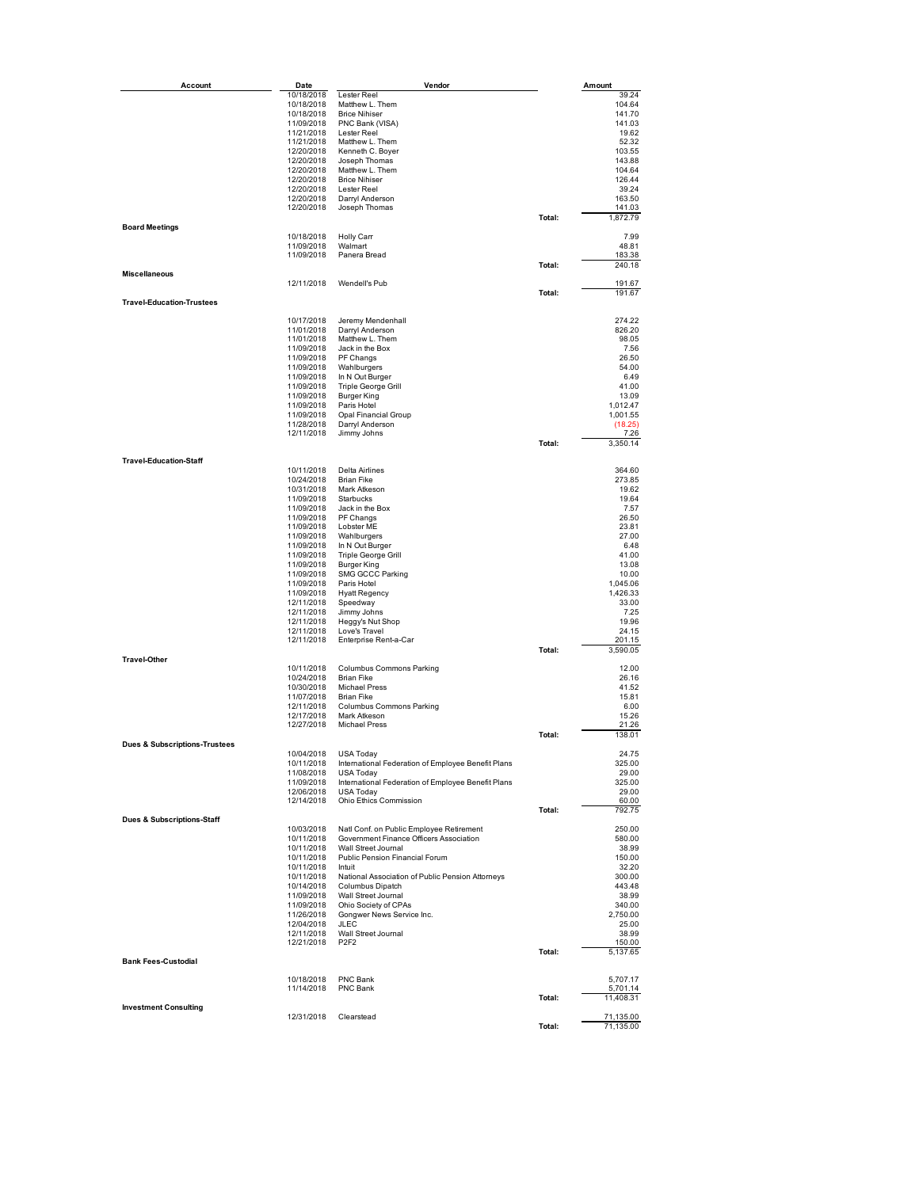| Account | Date | Vendor | | Amount |
|---|---|---|---|---|
| | 10/18/2018 | Lester Reel | | 39.24 |
| | 10/18/2018 | Matthew L. Them | | 104.64 |
| | 10/18/2018 | Brice Nihiser | | 141.70 |
| | 11/09/2018 | PNC Bank (VISA) | | 141.03 |
| | 11/21/2018 | Lester Reel | | 19.62 |
| | 11/21/2018 | Matthew L. Them | | 52.32 |
| | 12/20/2018 | Kenneth C. Boyer | | 103.55 |
| | 12/20/2018 | Joseph Thomas | | 143.88 |
| | 12/20/2018 | Matthew L. Them | | 104.64 |
| | 12/20/2018 | Brice Nihiser | | 126.44 |
| | 12/20/2018 | Lester Reel | | 39.24 |
| | 12/20/2018 | Darryl Anderson | | 163.50 |
| | 12/20/2018 | Joseph Thomas | | 141.03 |
| | | | Total: | 1,872.79 |
| **Board Meetings** | | | | |
| | 10/18/2018 | Holly Carr | | 7.99 |
| | 11/09/2018 | Walmart | | 48.81 |
| | 11/09/2018 | Panera Bread | | 183.38 |
| | | | Total: | 240.18 |
| **Miscellaneous** | | | | |
| | 12/11/2018 | Wendell's Pub | | 191.67 |
| | | | Total: | 191.67 |
| **Travel-Education-Trustees** | | | | |
| | 10/17/2018 | Jeremy Mendenhall | | 274.22 |
| | 11/01/2018 | Darryl Anderson | | 826.20 |
| | 11/01/2018 | Matthew L. Them | | 98.05 |
| | 11/09/2018 | Jack in the Box | | 7.56 |
| | 11/09/2018 | PF Changs | | 26.50 |
| | 11/09/2018 | Wahlburgers | | 54.00 |
| | 11/09/2018 | In N Out Burger | | 6.49 |
| | 11/09/2018 | Triple George Grill | | 41.00 |
| | 11/09/2018 | Burger King | | 13.09 |
| | 11/09/2018 | Paris Hotel | | 1,012.47 |
| | 11/09/2018 | Opal Financial Group | | 1,001.55 |
| | 11/28/2018 | Darryl Anderson | | (18.25) |
| | 12/11/2018 | Jimmy Johns | | 7.26 |
| | | | Total: | 3,350.14 |
| **Travel-Education-Staff** | | | | |
| | 10/11/2018 | Delta Airlines | | 364.60 |
| | 10/24/2018 | Brian Fike | | 273.85 |
| | 10/31/2018 | Mark Atkeson | | 19.62 |
| | 11/09/2018 | Starbucks | | 19.64 |
| | 11/09/2018 | Jack in the Box | | 7.57 |
| | 11/09/2018 | PF Changs | | 26.50 |
| | 11/09/2018 | Lobster ME | | 23.81 |
| | 11/09/2018 | Wahlburgers | | 27.00 |
| | 11/09/2018 | In N Out Burger | | 6.48 |
| | 11/09/2018 | Triple George Grill | | 41.00 |
| | 11/09/2018 | Burger King | | 13.08 |
| | 11/09/2018 | SMG GCCC Parking | | 10.00 |
| | 11/09/2018 | Paris Hotel | | 1,045.06 |
| | 11/09/2018 | Hyatt Regency | | 1,426.33 |
| | 12/11/2018 | Speedway | | 33.00 |
| | 12/11/2018 | Jimmy Johns | | 7.25 |
| | 12/11/2018 | Heggy's Nut Shop | | 19.96 |
| | 12/11/2018 | Love's Travel | | 24.15 |
| | 12/11/2018 | Enterprise Rent-a-Car | | 201.15 |
| | | | Total: | 3,590.05 |
| **Travel-Other** | | | | |
| | 10/11/2018 | Columbus Commons Parking | | 12.00 |
| | 10/24/2018 | Brian Fike | | 26.16 |
| | 10/30/2018 | Michael Press | | 41.52 |
| | 11/07/2018 | Brian Fike | | 15.81 |
| | 12/11/2018 | Columbus Commons Parking | | 6.00 |
| | 12/17/2018 | Mark Atkeson | | 15.26 |
| | 12/27/2018 | Michael Press | | 21.26 |
| | | | Total: | 138.01 |
| **Dues & Subscriptions-Trustees** | | | | |
| | 10/04/2018 | USA Today | | 24.75 |
| | 10/11/2018 | International Federation of Employee Benefit Plans | | 325.00 |
| | 11/08/2018 | USA Today | | 29.00 |
| | 11/09/2018 | International Federation of Employee Benefit Plans | | 325.00 |
| | 12/06/2018 | USA Today | | 29.00 |
| | 12/14/2018 | Ohio Ethics Commission | | 60.00 |
| | | | Total: | 792.75 |
| **Dues & Subscriptions-Staff** | | | | |
| | 10/03/2018 | Natl Conf. on Public Employee Retirement | | 250.00 |
| | 10/11/2018 | Government Finance Officers Association | | 580.00 |
| | 10/11/2018 | Wall Street Journal | | 38.99 |
| | 10/11/2018 | Public Pension Financial Forum | | 150.00 |
| | 10/11/2018 | Intuit | | 32.20 |
| | 10/11/2018 | National Association of Public Pension Attorneys | | 300.00 |
| | 10/14/2018 | Columbus Dipatch | | 443.48 |
| | 11/09/2018 | Wall Street Journal | | 38.99 |
| | 11/09/2018 | Ohio Society of CPAs | | 340.00 |
| | 11/26/2018 | Gongwer News Service Inc. | | 2,750.00 |
| | 12/04/2018 | JLEC | | 25.00 |
| | 12/11/2018 | Wall Street Journal | | 38.99 |
| | 12/21/2018 | P2F2 | | 150.00 |
| | | | Total: | 5,137.65 |
| **Bank Fees-Custodial** | | | | |
| | 10/18/2018 | PNC Bank | | 5,707.17 |
| | 11/14/2018 | PNC Bank | | 5,701.14 |
| | | | Total: | 11,408.31 |
| **Investment Consulting** | | | | |
| | 12/31/2018 | Clearstead | | 71,135.00 |
| | | | Total: | 71,135.00 |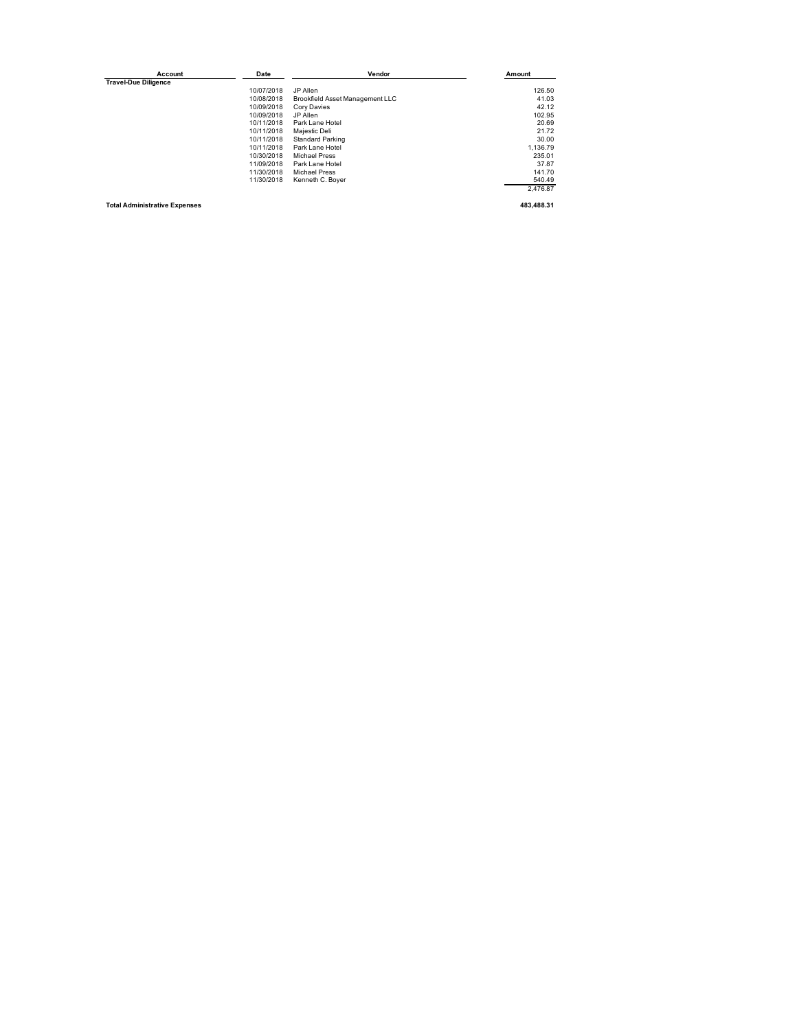| Account | Date | Vendor | Amount |
|---|---|---|---|
| **Travel-Due Diligence** | | | |
| | 10/07/2018 | JP Allen | 126.50 |
| | 10/08/2018 | Brookfield Asset Management LLC | 41.03 |
| | 10/09/2018 | Cory Davies | 42.12 |
| | 10/09/2018 | JP Allen | 102.95 |
| | 10/11/2018 | Park Lane Hotel | 20.69 |
| | 10/11/2018 | Majestic Deli | 21.72 |
| | 10/11/2018 | Standard Parking | 30.00 |
| | 10/11/2018 | Park Lane Hotel | 1,136.79 |
| | 10/30/2018 | Michael Press | 235.01 |
| | 11/09/2018 | Park Lane Hotel | 37.87 |
| | 11/30/2018 | Michael Press | 141.70 |
| | 11/30/2018 | Kenneth C. Boyer | 540.49 |
| | | | 2,476.87 |
| **Total Administrative Expenses** | | | **483,488.31** |